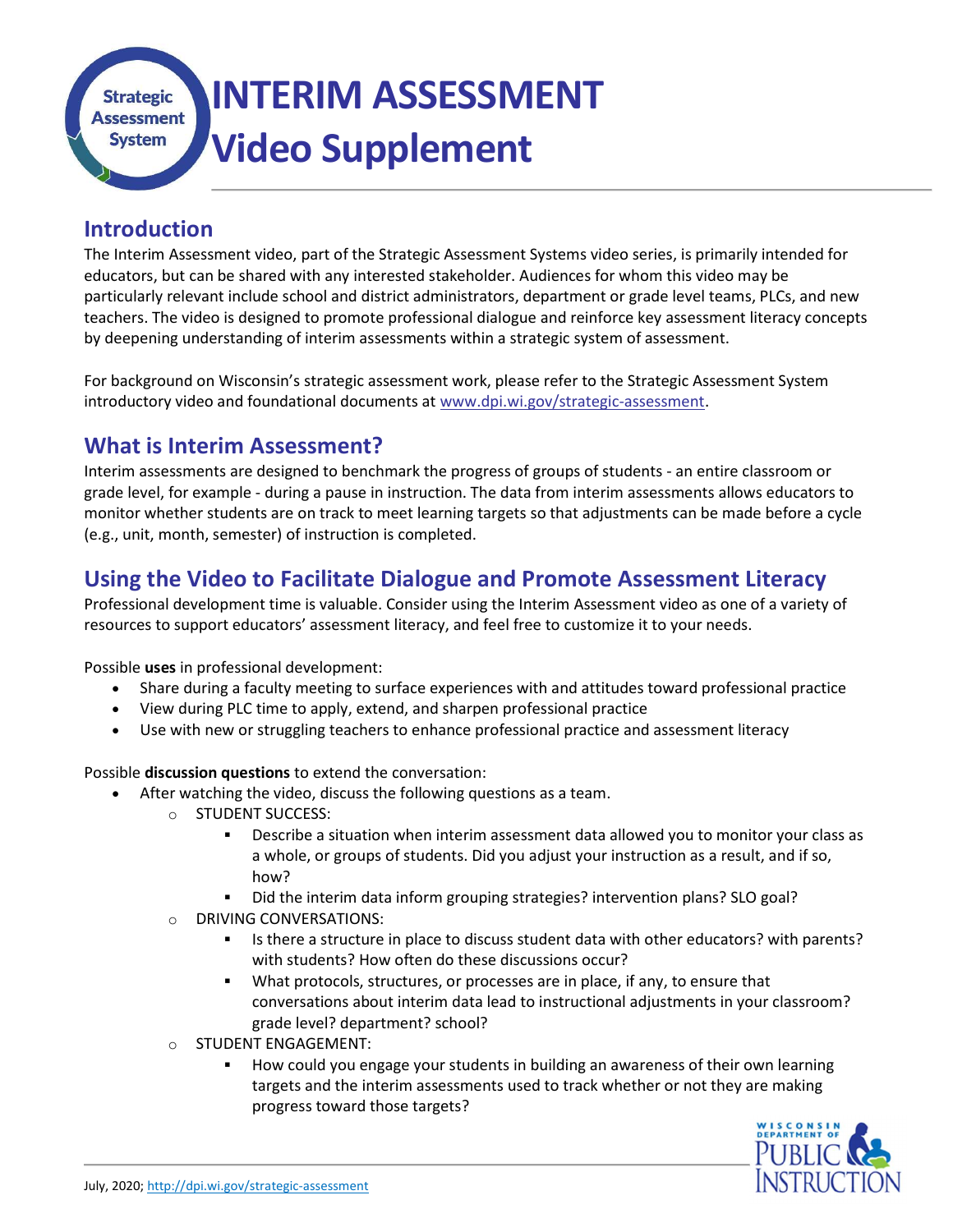# INTERIM ASSESSMENT Video Supplement

## Introduction

The Interim Assessment video, part of the Strategic Assessment Systems video series, is primarily intended for educators, but can be shared with any interested stakeholder. Audiences for whom this video may be particularly relevant include school and district administrators, department or grade level teams, PLCs, and new teachers. The video is designed to promote professional dialogue and reinforce key assessment literacy concepts by deepening understanding of interim assessments within a strategic system of assessment.

For background on Wisconsin's strategic assessment work, please refer to the Strategic Assessment System introductory video and foundational documents at www.dpi.wi.gov/strategic-assessment.

## What is Interim Assessment?

Interim assessments are designed to benchmark the progress of groups of students - an entire classroom or grade level, for example - during a pause in instruction. The data from interim assessments allows educators to monitor whether students are on track to meet learning targets so that adjustments can be made before a cycle (e.g., unit, month, semester) of instruction is completed.

## Using the Video to Facilitate Dialogue and Promote Assessment Literacy

Professional development time is valuable. Consider using the Interim Assessment video as one of a variety of resources to support educators' assessment literacy, and feel free to customize it to your needs.

Possible **uses** in professional development:

- Share during a faculty meeting to surface experiences with and attitudes toward professional practice
- View during PLC time to apply, extend, and sharpen professional practice
- Use with new or struggling teachers to enhance professional practice and assessment literacy

Possible **discussion questions** to extend the conversation:

- After watching the video, discuss the following questions as a team.
  - STUDENT SUCCESS:
    - Describe a situation when interim assessment data allowed you to monitor your class as a whole, or groups of students. Did you adjust your instruction as a result, and if so, how?
    - Did the interim data inform grouping strategies? intervention plans? SLO goal?
  - DRIVING CONVERSATIONS:
    - Is there a structure in place to discuss student data with other educators? with parents? with students? How often do these discussions occur?
    - What protocols, structures, or processes are in place, if any, to ensure that conversations about interim data lead to instructional adjustments in your classroom? grade level? department? school?
  - STUDENT ENGAGEMENT:
    - How could you engage your students in building an awareness of their own learning targets and the interim assessments used to track whether or not they are making progress toward those targets?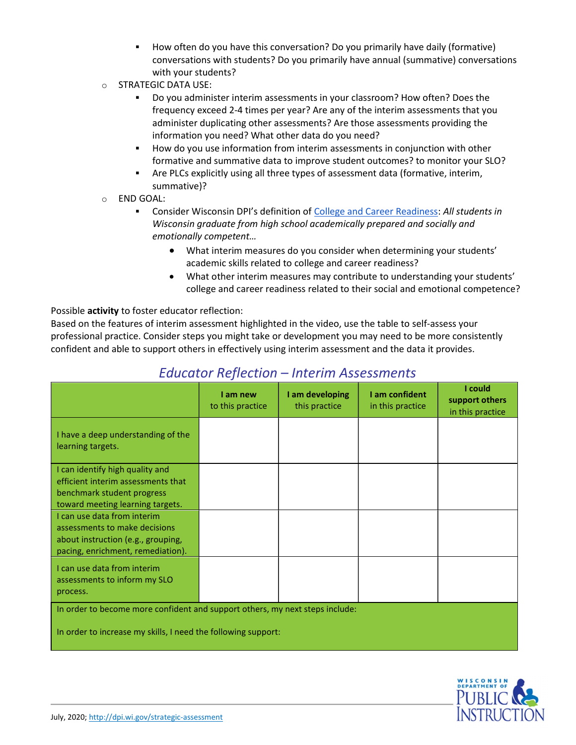- How often do you have this conversation? Do you primarily have daily (formative) conversations with students? Do you primarily have annual (summative) conversations with your students?
- STRATEGIC DATA USE:
  - Do you administer interim assessments in your classroom? How often? Does the frequency exceed 2-4 times per year? Are any of the interim assessments that you administer duplicating other assessments? Are those assessments providing the information you need? What other data do you need?
  - How do you use information from interim assessments in conjunction with other formative and summative data to improve student outcomes? to monitor your SLO?
  - Are PLCs explicitly using all three types of assessment data (formative, interim, summative)?
- END GOAL:
  - Consider Wisconsin DPI's definition of [College and Career Readiness](): *All students in Wisconsin graduate from high school academically prepared and socially and emotionally competent…*
    - What interim measures do you consider when determining your students' academic skills related to college and career readiness?
    - What other interim measures may contribute to understanding your students' college and career readiness related to their social and emotional competence?

Possible **activity** to foster educator reflection:
Based on the features of interim assessment highlighted in the video, use the table to self-assess your professional practice. Consider steps you might take or development you may need to be more consistently confident and able to support others in effectively using interim assessment and the data it provides.

## *Educator Reflection – Interim Assessments*

| | **I am new** to this practice | **I am developing** this practice | **I am confident** in this practice | **I could support others** in this practice |
|---|---|---|---|---|
| I have a deep understanding of the learning targets. | | | | |
| I can identify high quality and efficient interim assessments that benchmark student progress toward meeting learning targets. | | | | |
| I can use data from interim assessments to make decisions about instruction (e.g., grouping, pacing, enrichment, remediation). | | | | |
| I can use data from interim assessments to inform my SLO process. | | | | |
| In order to become more confident and support others, my next steps include: | | | | |
| In order to increase my skills, I need the following support: | | | | |

July, 2020; http://dpi.wi.gov/strategic-assessment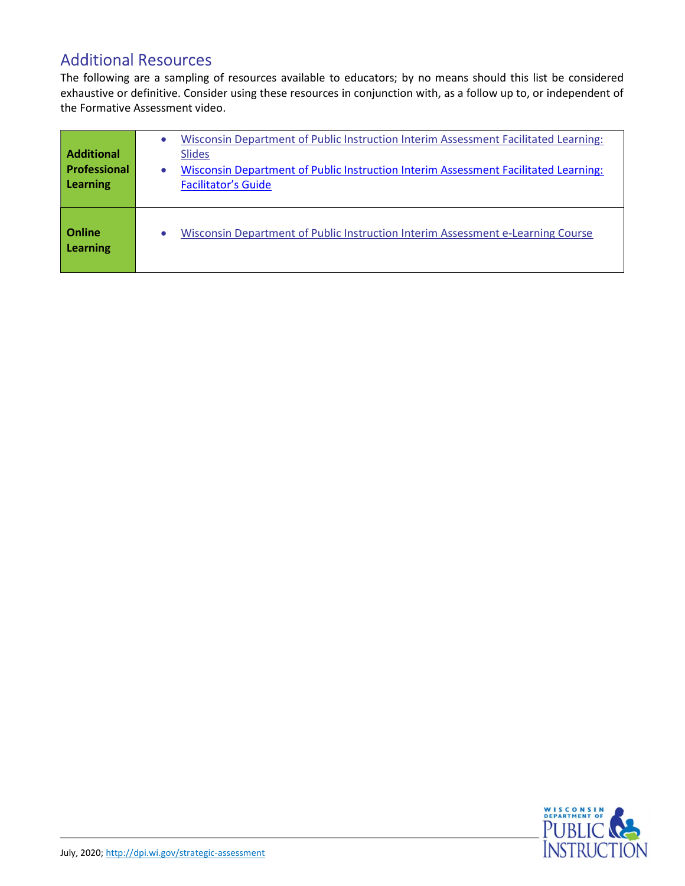## Additional Resources

The following are a sampling of resources available to educators; by no means should this list be considered exhaustive or definitive. Consider using these resources in conjunction with, as a follow up to, or independent of the Formative Assessment video.

| | |
|---|---|
| **Additional Professional Learning** | • Wisconsin Department of Public Instruction Interim Assessment Facilitated Learning: Slides<br>• Wisconsin Department of Public Instruction Interim Assessment Facilitated Learning: Facilitator's Guide |
| **Online Learning** | • Wisconsin Department of Public Instruction Interim Assessment e-Learning Course |

July, 2020; http://dpi.wi.gov/strategic-assessment